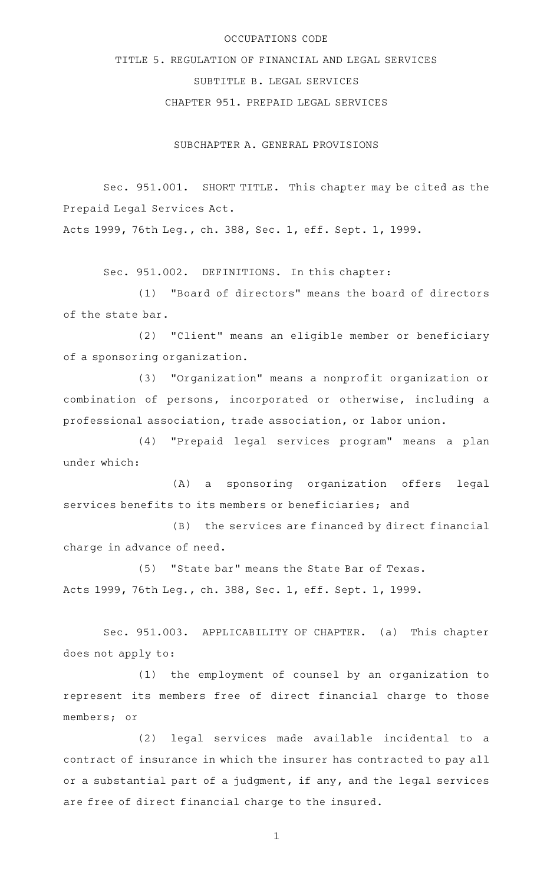# OCCUPATIONS CODE

## TITLE 5. REGULATION OF FINANCIAL AND LEGAL SERVICES

## SUBTITLE B. LEGAL SERVICES

## CHAPTER 951. PREPAID LEGAL SERVICES

### SUBCHAPTER A. GENERAL PROVISIONS

Sec. 951.001. SHORT TITLE. This chapter may be cited as the Prepaid Legal Services Act.

Acts 1999, 76th Leg., ch. 388, Sec. 1, eff. Sept. 1, 1999.

Sec. 951.002. DEFINITIONS. In this chapter:

(1) "Board of directors" means the board of directors of the state bar.

(2) "Client" means an eligible member or beneficiary of a sponsoring organization.

(3) "Organization" means a nonprofit organization or combination of persons, incorporated or otherwise, including a professional association, trade association, or labor union.

(4) "Prepaid legal services program" means a plan under which:

(A) a sponsoring organization offers legal services benefits to its members or beneficiaries; and

(B) the services are financed by direct financial charge in advance of need.

(5) "State bar" means the State Bar of Texas.

Acts 1999, 76th Leg., ch. 388, Sec. 1, eff. Sept. 1, 1999.

Sec. 951.003. APPLICABILITY OF CHAPTER. (a) This chapter does not apply to:

(1) the employment of counsel by an organization to represent its members free of direct financial charge to those members; or

(2) legal services made available incidental to a contract of insurance in which the insurer has contracted to pay all or a substantial part of a judgment, if any, and the legal services are free of direct financial charge to the insured.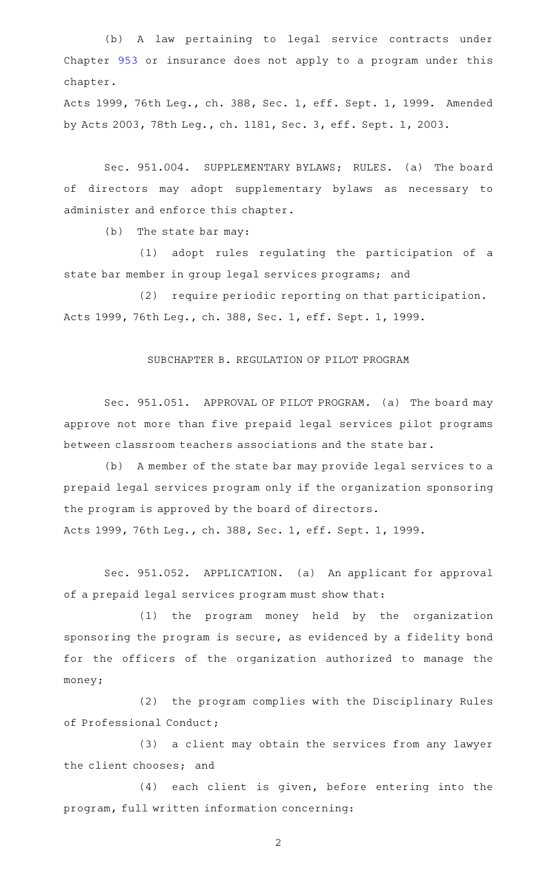(b) A law pertaining to legal service contracts under Chapter 953 or insurance does not apply to a program under this chapter.

Acts 1999, 76th Leg., ch. 388, Sec. 1, eff. Sept. 1, 1999. Amended by Acts 2003, 78th Leg., ch. 1181, Sec. 3, eff. Sept. 1, 2003.

Sec. 951.004. SUPPLEMENTARY BYLAWS; RULES. (a) The board of directors may adopt supplementary bylaws as necessary to administer and enforce this chapter.

(b) The state bar may:

(1) adopt rules regulating the participation of a state bar member in group legal services programs; and

(2) require periodic reporting on that participation.

Acts 1999, 76th Leg., ch. 388, Sec. 1, eff. Sept. 1, 1999.

## SUBCHAPTER B. REGULATION OF PILOT PROGRAM

Sec. 951.051. APPROVAL OF PILOT PROGRAM. (a) The board may approve not more than five prepaid legal services pilot programs between classroom teachers associations and the state bar.

(b) A member of the state bar may provide legal services to a prepaid legal services program only if the organization sponsoring the program is approved by the board of directors.

Acts 1999, 76th Leg., ch. 388, Sec. 1, eff. Sept. 1, 1999.

Sec. 951.052. APPLICATION. (a) An applicant for approval of a prepaid legal services program must show that:

(1) the program money held by the organization sponsoring the program is secure, as evidenced by a fidelity bond for the officers of the organization authorized to manage the money;

(2) the program complies with the Disciplinary Rules of Professional Conduct;

(3) a client may obtain the services from any lawyer the client chooses; and

(4) each client is given, before entering into the program, full written information concerning: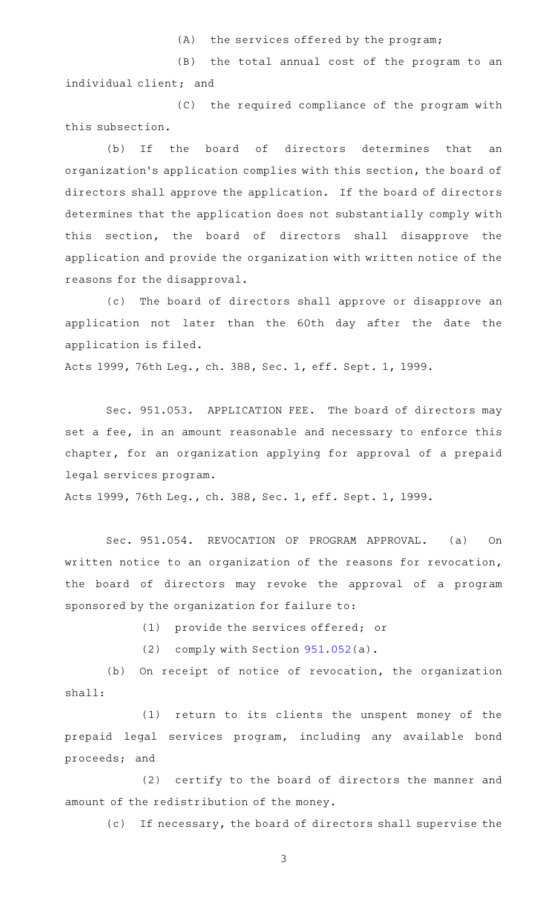(A) the services offered by the program;

(B) the total annual cost of the program to an individual client; and

(C) the required compliance of the program with this subsection.

(b) If the board of directors determines that an organization's application complies with this section, the board of directors shall approve the application. If the board of directors determines that the application does not substantially comply with this section, the board of directors shall disapprove the application and provide the organization with written notice of the reasons for the disapproval.

(c) The board of directors shall approve or disapprove an application not later than the 60th day after the date the application is filed.

Acts 1999, 76th Leg., ch. 388, Sec. 1, eff. Sept. 1, 1999.

Sec. 951.053. APPLICATION FEE. The board of directors may set a fee, in an amount reasonable and necessary to enforce this chapter, for an organization applying for approval of a prepaid legal services program.

Acts 1999, 76th Leg., ch. 388, Sec. 1, eff. Sept. 1, 1999.

Sec. 951.054. REVOCATION OF PROGRAM APPROVAL. (a) On written notice to an organization of the reasons for revocation, the board of directors may revoke the approval of a program sponsored by the organization for failure to:

(1) provide the services offered; or

(2) comply with Section 951.052(a).

(b) On receipt of notice of revocation, the organization shall:

(1) return to its clients the unspent money of the prepaid legal services program, including any available bond proceeds; and

(2) certify to the board of directors the manner and amount of the redistribution of the money.

(c) If necessary, the board of directors shall supervise the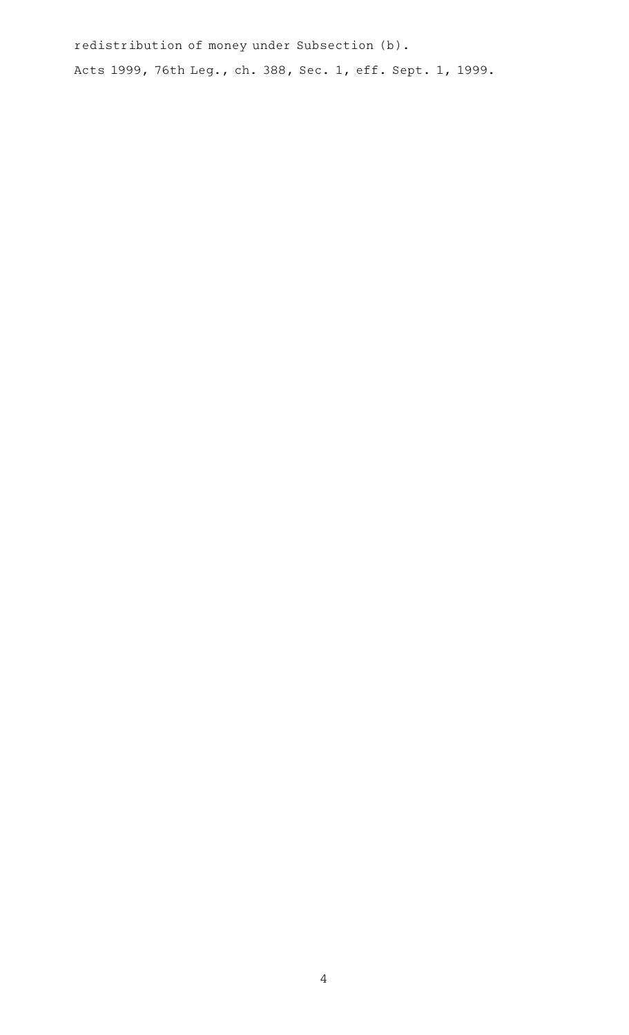redistribution of money under Subsection (b).

Acts 1999, 76th Leg., ch. 388, Sec. 1, eff. Sept. 1, 1999.